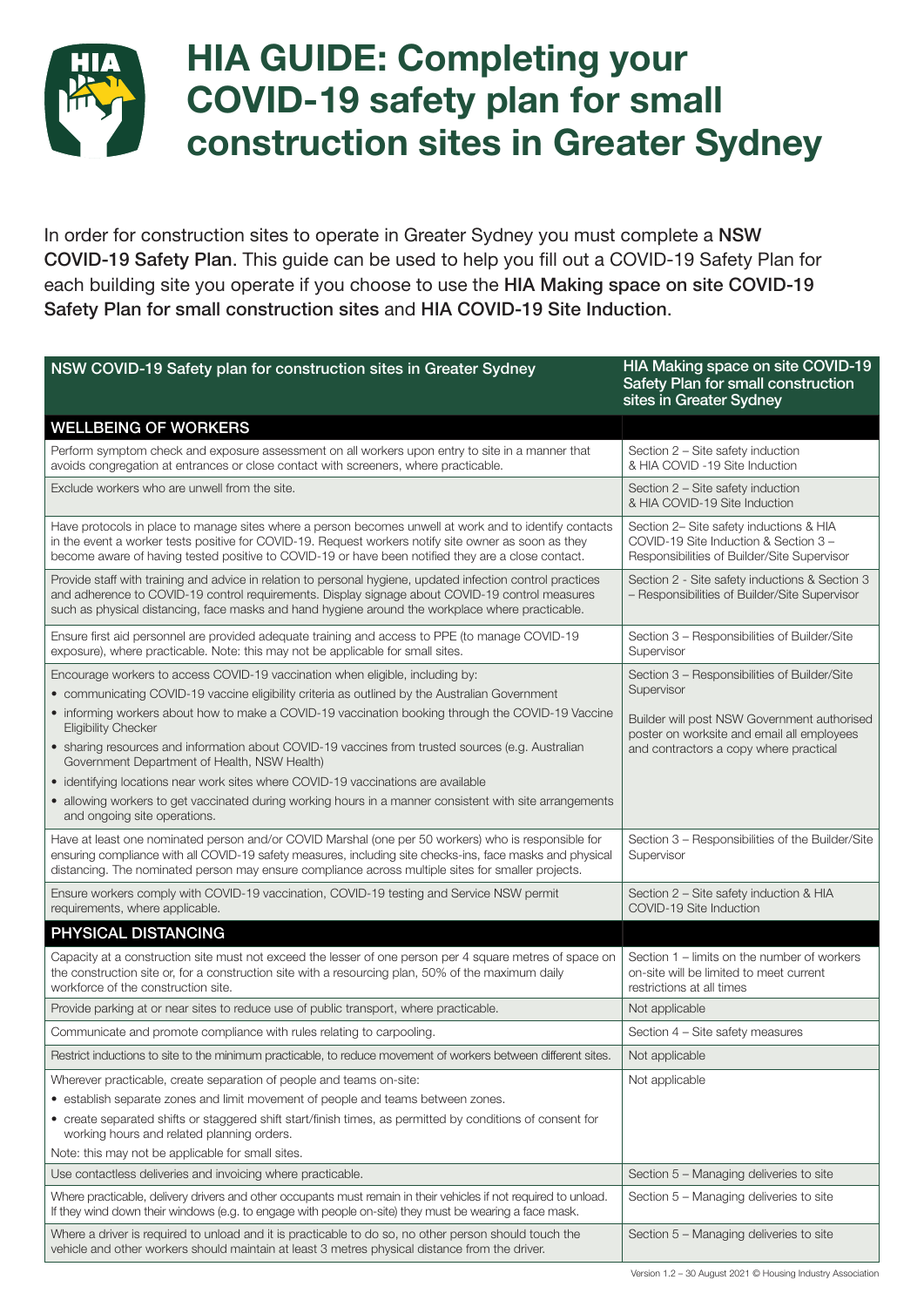# HIA GUIDE: Completing your COVID-19 safety plan for small construction sites in Greater Sydney

In order for construction sites to operate in Greater Sydney you must complete a **NSW COVID-19 Safety Plan**. This guide can be used to help you fill out a COVID-19 Safety Plan for each building site you operate if you choose to use the **HIA Making space on site COVID-19 Safety Plan for small construction sites** and **HIA COVID-19 Site Induction**.

| NSW COVID-19 Safety plan for construction sites in Greater Sydney | HIA Making space on site COVID-19 Safety Plan for small construction sites in Greater Sydney |
|---|---|
| **WELLBEING OF WORKERS** | |
| Perform symptom check and exposure assessment on all workers upon entry to site in a manner that avoids congregation at entrances or close contact with screeners, where practicable. | Section 2 – Site safety induction & HIA COVID -19 Site Induction |
| Exclude workers who are unwell from the site. | Section 2 – Site safety induction & HIA COVID-19 Site Induction |
| Have protocols in place to manage sites where a person becomes unwell at work and to identify contacts in the event a worker tests positive for COVID-19. Request workers notify site owner as soon as they become aware of having tested positive to COVID-19 or have been notified they are a close contact. | Section 2– Site safety inductions & HIA COVID-19 Site Induction & Section 3 – Responsibilities of Builder/Site Supervisor |
| Provide staff with training and advice in relation to personal hygiene, updated infection control practices and adherence to COVID-19 control requirements. Display signage about COVID-19 control measures such as physical distancing, face masks and hand hygiene around the workplace where practicable. | Section 2 - Site safety inductions & Section 3 – Responsibilities of Builder/Site Supervisor |
| Ensure first aid personnel are provided adequate training and access to PPE (to manage COVID-19 exposure), where practicable. Note: this may not be applicable for small sites. | Section 3 – Responsibilities of Builder/Site Supervisor |
| Encourage workers to access COVID-19 vaccination when eligible, including by:<br>• communicating COVID-19 vaccine eligibility criteria as outlined by the Australian Government<br>• informing workers about how to make a COVID-19 vaccination booking through the COVID-19 Vaccine Eligibility Checker<br>• sharing resources and information about COVID-19 vaccines from trusted sources (e.g. Australian Government Department of Health, NSW Health)<br>• identifying locations near work sites where COVID-19 vaccinations are available<br>• allowing workers to get vaccinated during working hours in a manner consistent with site arrangements and ongoing site operations. | Section 3 – Responsibilities of Builder/Site Supervisor<br><br>Builder will post NSW Government authorised poster on worksite and email all employees and contractors a copy where practical |
| Have at least one nominated person and/or COVID Marshal (one per 50 workers) who is responsible for ensuring compliance with all COVID-19 safety measures, including site checks-ins, face masks and physical distancing. The nominated person may ensure compliance across multiple sites for smaller projects. | Section 3 – Responsibilities of the Builder/Site Supervisor |
| Ensure workers comply with COVID-19 vaccination, COVID-19 testing and Service NSW permit requirements, where applicable. | Section 2 – Site safety induction & HIA COVID-19 Site Induction |
| **PHYSICAL DISTANCING** | |
| Capacity at a construction site must not exceed the lesser of one person per 4 square metres of space on the construction site or, for a construction site with a resourcing plan, 50% of the maximum daily workforce of the construction site. | Section 1 – limits on the number of workers on-site will be limited to meet current restrictions at all times |
| Provide parking at or near sites to reduce use of public transport, where practicable. | Not applicable |
| Communicate and promote compliance with rules relating to carpooling. | Section 4 – Site safety measures |
| Restrict inductions to site to the minimum practicable, to reduce movement of workers between different sites. | Not applicable |
| Wherever practicable, create separation of people and teams on-site:<br>• establish separate zones and limit movement of people and teams between zones.<br>• create separated shifts or staggered shift start/finish times, as permitted by conditions of consent for working hours and related planning orders.<br>Note: this may not be applicable for small sites. | Not applicable |
| Use contactless deliveries and invoicing where practicable. | Section 5 – Managing deliveries to site |
| Where practicable, delivery drivers and other occupants must remain in their vehicles if not required to unload. If they wind down their windows (e.g. to engage with people on-site) they must be wearing a face mask. | Section 5 – Managing deliveries to site |
| Where a driver is required to unload and it is practicable to do so, no other person should touch the vehicle and other workers should maintain at least 3 metres physical distance from the driver. | Section 5 – Managing deliveries to site |

Version 1.2 – 30 August 2021 © Housing Industry Association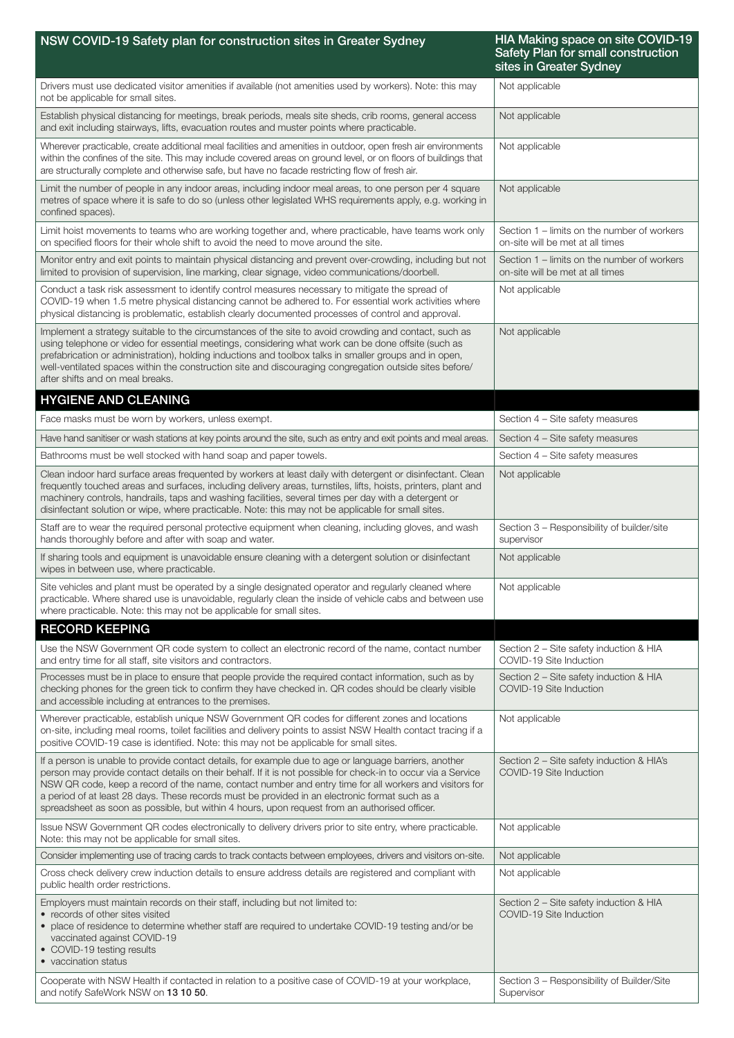| NSW COVID-19 Safety plan for construction sites in Greater Sydney | HIA Making space on site COVID-19 Safety Plan for small construction sites in Greater Sydney |
|---|---|
| Drivers must use dedicated visitor amenities if available (not amenities used by workers). Note: this may not be applicable for small sites. | Not applicable |
| Establish physical distancing for meetings, break periods, meals site sheds, crib rooms, general access and exit including stairways, lifts, evacuation routes and muster points where practicable. | Not applicable |
| Wherever practicable, create additional meal facilities and amenities in outdoor, open fresh air environments within the confines of the site. This may include covered areas on ground level, or on floors of buildings that are structurally complete and otherwise safe, but have no facade restricting flow of fresh air. | Not applicable |
| Limit the number of people in any indoor areas, including indoor meal areas, to one person per 4 square metres of space where it is safe to do so (unless other legislated WHS requirements apply, e.g. working in confined spaces). | Not applicable |
| Limit hoist movements to teams who are working together and, where practicable, have teams work only on specified floors for their whole shift to avoid the need to move around the site. | Section 1 – limits on the number of workers on-site will be met at all times |
| Monitor entry and exit points to maintain physical distancing and prevent over-crowding, including but not limited to provision of supervision, line marking, clear signage, video communications/doorbell. | Section 1 – limits on the number of workers on-site will be met at all times |
| Conduct a task risk assessment to identify control measures necessary to mitigate the spread of COVID-19 when 1.5 metre physical distancing cannot be adhered to. For essential work activities where physical distancing is problematic, establish clearly documented processes of control and approval. | Not applicable |
| Implement a strategy suitable to the circumstances of the site to avoid crowding and contact, such as using telephone or video for essential meetings, considering what work can be done offsite (such as prefabrication or administration), holding inductions and toolbox talks in smaller groups and in open, well-ventilated spaces within the construction site and discouraging congregation outside sites before/after shifts and on meal breaks. | Not applicable |
| **HYGIENE AND CLEANING** | |
| Face masks must be worn by workers, unless exempt. | Section 4 – Site safety measures |
| Have hand sanitiser or wash stations at key points around the site, such as entry and exit points and meal areas. | Section 4 – Site safety measures |
| Bathrooms must be well stocked with hand soap and paper towels. | Section 4 – Site safety measures |
| Clean indoor hard surface areas frequented by workers at least daily with detergent or disinfectant. Clean frequently touched areas and surfaces, including delivery areas, turnstiles, lifts, hoists, printers, plant and machinery controls, handrails, taps and washing facilities, several times per day with a detergent or disinfectant solution or wipe, where practicable. Note: this may not be applicable for small sites. | Not applicable |
| Staff are to wear the required personal protective equipment when cleaning, including gloves, and wash hands thoroughly before and after with soap and water. | Section 3 – Responsibility of builder/site supervisor |
| If sharing tools and equipment is unavoidable ensure cleaning with a detergent solution or disinfectant wipes in between use, where practicable. | Not applicable |
| Site vehicles and plant must be operated by a single designated operator and regularly cleaned where practicable. Where shared use is unavoidable, regularly clean the inside of vehicle cabs and between use where practicable. Note: this may not be applicable for small sites. | Not applicable |
| **RECORD KEEPING** | |
| Use the NSW Government QR code system to collect an electronic record of the name, contact number and entry time for all staff, site visitors and contractors. | Section 2 – Site safety induction & HIA COVID-19 Site Induction |
| Processes must be in place to ensure that people provide the required contact information, such as by checking phones for the green tick to confirm they have checked in. QR codes should be clearly visible and accessible including at entrances to the premises. | Section 2 – Site safety induction & HIA COVID-19 Site Induction |
| Wherever practicable, establish unique NSW Government QR codes for different zones and locations on-site, including meal rooms, toilet facilities and delivery points to assist NSW Health contact tracing if a positive COVID-19 case is identified. Note: this may not be applicable for small sites. | Not applicable |
| If a person is unable to provide contact details, for example due to age or language barriers, another person may provide contact details on their behalf. If it is not possible for check-in to occur via a Service NSW QR code, keep a record of the name, contact number and entry time for all workers and visitors for a period of at least 28 days. These records must be provided in an electronic format such as a spreadsheet as soon as possible, but within 4 hours, upon request from an authorised officer. | Section 2 – Site safety induction & HIA's COVID-19 Site Induction |
| Issue NSW Government QR codes electronically to delivery drivers prior to site entry, where practicable. Note: this may not be applicable for small sites. | Not applicable |
| Consider implementing use of tracing cards to track contacts between employees, drivers and visitors on-site. | Not applicable |
| Cross check delivery crew induction details to ensure address details are registered and compliant with public health order restrictions. | Not applicable |
| Employers must maintain records on their staff, including but not limited to:<br>• records of other sites visited<br>• place of residence to determine whether staff are required to undertake COVID-19 testing and/or be vaccinated against COVID-19<br>• COVID-19 testing results<br>• vaccination status | Section 2 – Site safety induction & HIA COVID-19 Site Induction |
| Cooperate with NSW Health if contacted in relation to a positive case of COVID-19 at your workplace, and notify SafeWork NSW on **13 10 50**. | Section 3 – Responsibility of Builder/Site Supervisor |